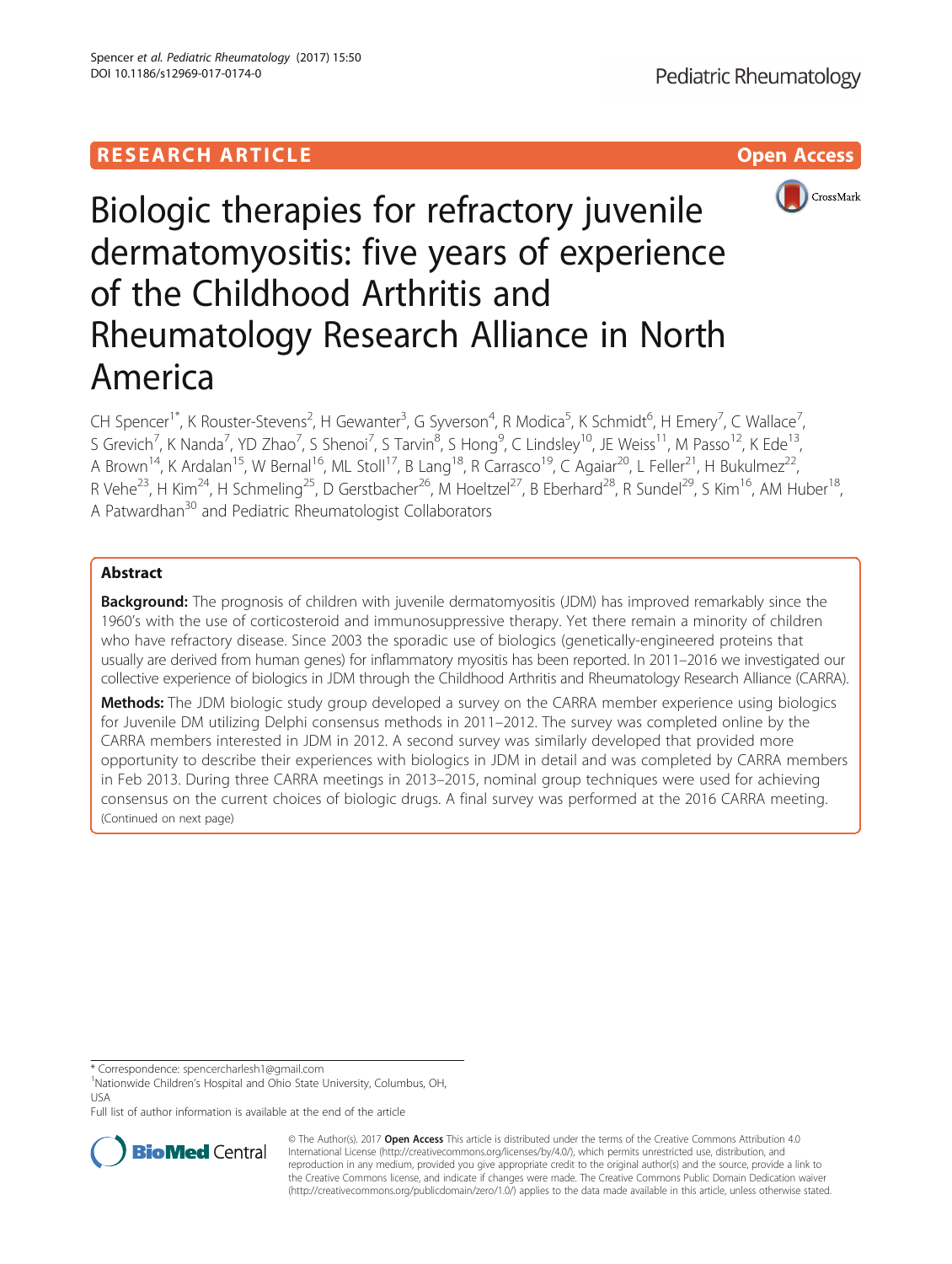RESEARCH ARTICLE

Open Access

# Biologic therapies for refractory juvenile dermatomyositis: five years of experience of the Childhood Arthritis and Rheumatology Research Alliance in North America

CH Spencer[1*], K Rouster-Stevens[2], H Gewanter[3], G Syverson[4], R Modica[5], K Schmidt[6], H Emery[7], C Wallace[7], S Grevich[7], K Nanda[7], YD Zhao[7], S Shenoi[7], S Tarvin[8], S Hong[9], C Lindsley[10], JE Weiss[11], M Passo[12], K Ede[13], A Brown[14], K Ardalan[15], W Bernal[16], ML Stoll[17], B Lang[18], R Carrasco[19], C Agaiar[20], L Feller[21], H Bukulmez[22], R Vehe[23], H Kim[24], H Schmeling[25], D Gerstbacher[26], M Hoeltzel[27], B Eberhard[28], R Sundel[29], S Kim[16], AM Huber[18], A Patwardhan[30] and Pediatric Rheumatologist Collaborators

## Abstract

**Background:** The prognosis of children with juvenile dermatomyositis (JDM) has improved remarkably since the 1960's with the use of corticosteroid and immunosuppressive therapy. Yet there remain a minority of children who have refractory disease. Since 2003 the sporadic use of biologics (genetically-engineered proteins that usually are derived from human genes) for inflammatory myositis has been reported. In 2011–2016 we investigated our collective experience of biologics in JDM through the Childhood Arthritis and Rheumatology Research Alliance (CARRA).

**Methods:** The JDM biologic study group developed a survey on the CARRA member experience using biologics for Juvenile DM utilizing Delphi consensus methods in 2011–2012. The survey was completed online by the CARRA members interested in JDM in 2012. A second survey was similarly developed that provided more opportunity to describe their experiences with biologics in JDM in detail and was completed by CARRA members in Feb 2013. During three CARRA meetings in 2013–2015, nominal group techniques were used for achieving consensus on the current choices of biologic drugs. A final survey was performed at the 2016 CARRA meeting.

(Continued on next page)

* Correspondence: spencercharlesh1@gmail.com

[1]Nationwide Children's Hospital and Ohio State University, Columbus, OH, USA

Full list of author information is available at the end of the article

© The Author(s). 2017 **Open Access** This article is distributed under the terms of the Creative Commons Attribution 4.0 International License (http://creativecommons.org/licenses/by/4.0/), which permits unrestricted use, distribution, and reproduction in any medium, provided you give appropriate credit to the original author(s) and the source, provide a link to the Creative Commons license, and indicate if changes were made. The Creative Commons Public Domain Dedication waiver (http://creativecommons.org/publicdomain/zero/1.0/) applies to the data made available in this article, unless otherwise stated.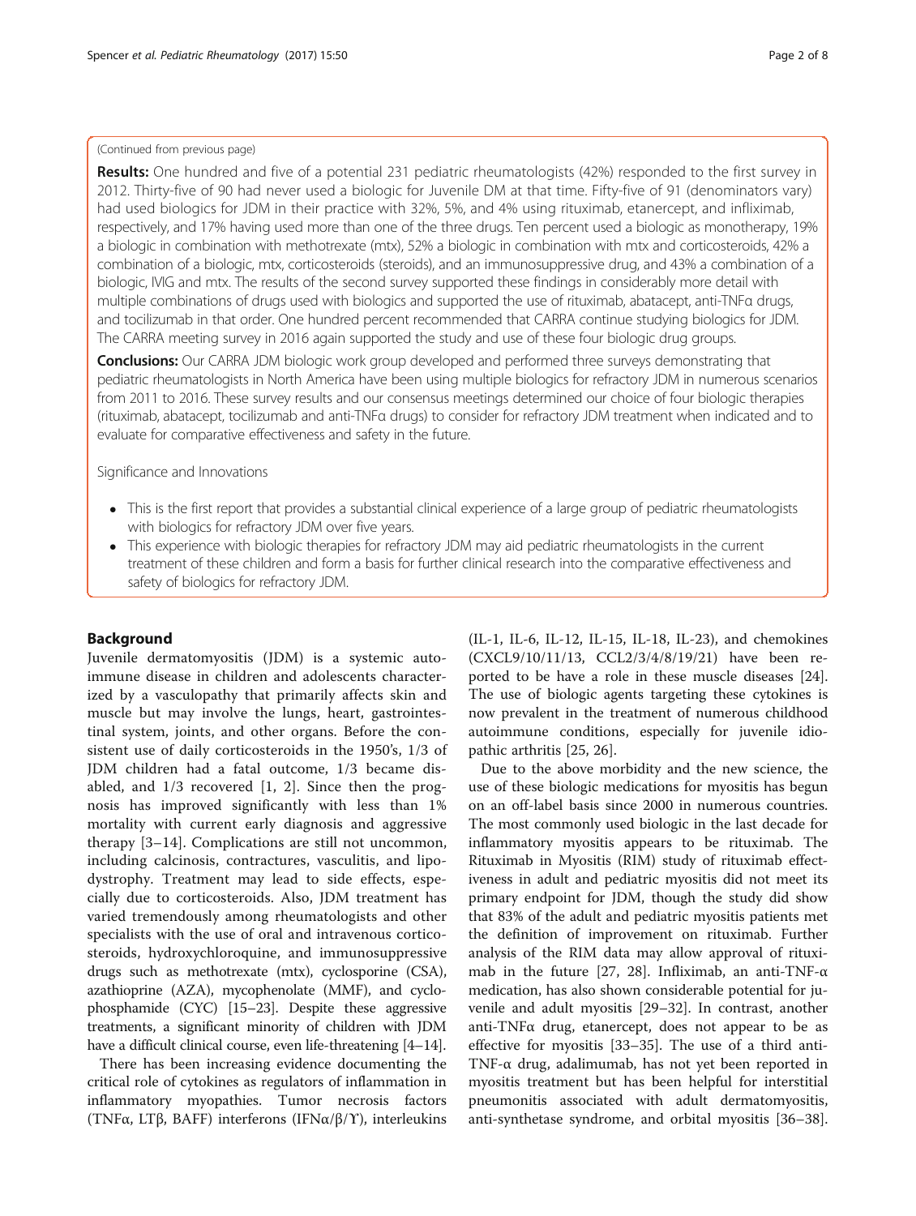(Continued from previous page)

**Results:** One hundred and five of a potential 231 pediatric rheumatologists (42%) responded to the first survey in 2012. Thirty-five of 90 had never used a biologic for Juvenile DM at that time. Fifty-five of 91 (denominators vary) had used biologics for JDM in their practice with 32%, 5%, and 4% using rituximab, etanercept, and infliximab, respectively, and 17% having used more than one of the three drugs. Ten percent used a biologic as monotherapy, 19% a biologic in combination with methotrexate (mtx), 52% a biologic in combination with mtx and corticosteroids, 42% a combination of a biologic, mtx, corticosteroids (steroids), and an immunosuppressive drug, and 43% a combination of a biologic, IVIG and mtx. The results of the second survey supported these findings in considerably more detail with multiple combinations of drugs used with biologics and supported the use of rituximab, abatacept, anti-TNFα drugs, and tocilizumab in that order. One hundred percent recommended that CARRA continue studying biologics for JDM. The CARRA meeting survey in 2016 again supported the study and use of these four biologic drug groups.

**Conclusions:** Our CARRA JDM biologic work group developed and performed three surveys demonstrating that pediatric rheumatologists in North America have been using multiple biologics for refractory JDM in numerous scenarios from 2011 to 2016. These survey results and our consensus meetings determined our choice of four biologic therapies (rituximab, abatacept, tocilizumab and anti-TNFα drugs) to consider for refractory JDM treatment when indicated and to evaluate for comparative effectiveness and safety in the future.

Significance and Innovations

- This is the first report that provides a substantial clinical experience of a large group of pediatric rheumatologists with biologics for refractory JDM over five years.
- This experience with biologic therapies for refractory JDM may aid pediatric rheumatologists in the current treatment of these children and form a basis for further clinical research into the comparative effectiveness and safety of biologics for refractory JDM.

## Background

Juvenile dermatomyositis (JDM) is a systemic autoimmune disease in children and adolescents characterized by a vasculopathy that primarily affects skin and muscle but may involve the lungs, heart, gastrointestinal system, joints, and other organs. Before the consistent use of daily corticosteroids in the 1950's, 1/3 of JDM children had a fatal outcome, 1/3 became disabled, and 1/3 recovered [1, 2]. Since then the prognosis has improved significantly with less than 1% mortality with current early diagnosis and aggressive therapy [3–14]. Complications are still not uncommon, including calcinosis, contractures, vasculitis, and lipodystrophy. Treatment may lead to side effects, especially due to corticosteroids. Also, JDM treatment has varied tremendously among rheumatologists and other specialists with the use of oral and intravenous corticosteroids, hydroxychloroquine, and immunosuppressive drugs such as methotrexate (mtx), cyclosporine (CSA), azathioprine (AZA), mycophenolate (MMF), and cyclophosphamide (CYC) [15–23]. Despite these aggressive treatments, a significant minority of children with JDM have a difficult clinical course, even life-threatening [4–14].

There has been increasing evidence documenting the critical role of cytokines as regulators of inflammation in inflammatory myopathies. Tumor necrosis factors (TNFα, LTβ, BAFF) interferons (IFNα/β/ϒ), interleukins (IL-1, IL-6, IL-12, IL-15, IL-18, IL-23), and chemokines (CXCL9/10/11/13, CCL2/3/4/8/19/21) have been reported to be have a role in these muscle diseases [24]. The use of biologic agents targeting these cytokines is now prevalent in the treatment of numerous childhood autoimmune conditions, especially for juvenile idiopathic arthritis [25, 26].

Due to the above morbidity and the new science, the use of these biologic medications for myositis has begun on an off-label basis since 2000 in numerous countries. The most commonly used biologic in the last decade for inflammatory myositis appears to be rituximab. The Rituximab in Myositis (RIM) study of rituximab effectiveness in adult and pediatric myositis did not meet its primary endpoint for JDM, though the study did show that 83% of the adult and pediatric myositis patients met the definition of improvement on rituximab. Further analysis of the RIM data may allow approval of rituximab in the future [27, 28]. Infliximab, an anti-TNF-α medication, has also shown considerable potential for juvenile and adult myositis [29–32]. In contrast, another anti-TNFα drug, etanercept, does not appear to be as effective for myositis [33–35]. The use of a third anti-TNF-α drug, adalimumab, has not yet been reported in myositis treatment but has been helpful for interstitial pneumonitis associated with adult dermatomyositis, anti-synthetase syndrome, and orbital myositis [36–38].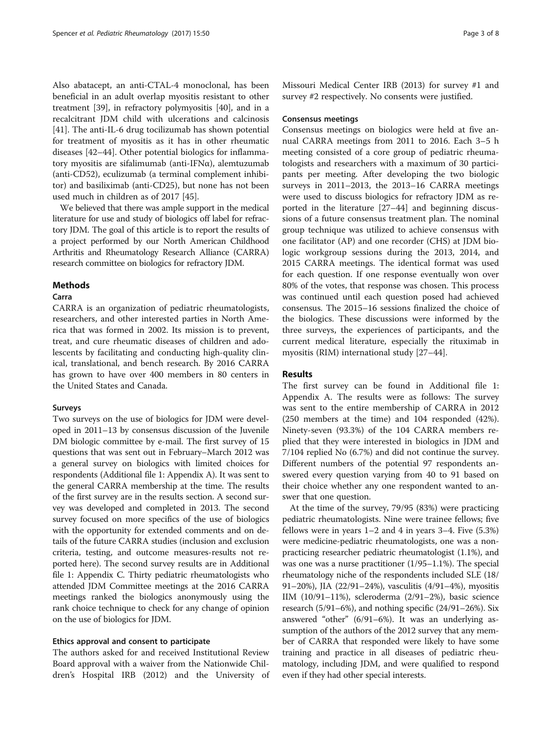Also abatacept, an anti-CTAL-4 monoclonal, has been beneficial in an adult overlap myositis resistant to other treatment [39], in refractory polymyositis [40], and in a recalcitrant JDM child with ulcerations and calcinosis [41]. The anti-IL-6 drug tocilizumab has shown potential for treatment of myositis as it has in other rheumatic diseases [42–44]. Other potential biologics for inflammatory myositis are sifalimumab (anti-IFNα), alemtuzumab (anti-CD52), eculizumab (a terminal complement inhibitor) and basiliximab (anti-CD25), but none has not been used much in children as of 2017 [45].

We believed that there was ample support in the medical literature for use and study of biologics off label for refractory JDM. The goal of this article is to report the results of a project performed by our North American Childhood Arthritis and Rheumatology Research Alliance (CARRA) research committee on biologics for refractory JDM.

## Methods

### Carra

CARRA is an organization of pediatric rheumatologists, researchers, and other interested parties in North America that was formed in 2002. Its mission is to prevent, treat, and cure rheumatic diseases of children and adolescents by facilitating and conducting high-quality clinical, translational, and bench research. By 2016 CARRA has grown to have over 400 members in 80 centers in the United States and Canada.

### Surveys

Two surveys on the use of biologics for JDM were developed in 2011–13 by consensus discussion of the Juvenile DM biologic committee by e-mail. The first survey of 15 questions that was sent out in February–March 2012 was a general survey on biologics with limited choices for respondents (Additional file 1: Appendix A). It was sent to the general CARRA membership at the time. The results of the first survey are in the results section. A second survey was developed and completed in 2013. The second survey focused on more specifics of the use of biologics with the opportunity for extended comments and on details of the future CARRA studies (inclusion and exclusion criteria, testing, and outcome measures-results not reported here). The second survey results are in Additional file 1: Appendix C. Thirty pediatric rheumatologists who attended JDM Committee meetings at the 2016 CARRA meetings ranked the biologics anonymously using the rank choice technique to check for any change of opinion on the use of biologics for JDM.

### Ethics approval and consent to participate

The authors asked for and received Institutional Review Board approval with a waiver from the Nationwide Children's Hospital IRB (2012) and the University of Missouri Medical Center IRB (2013) for survey #1 and survey #2 respectively. No consents were justified.

### Consensus meetings

Consensus meetings on biologics were held at five annual CARRA meetings from 2011 to 2016. Each 3–5 h meeting consisted of a core group of pediatric rheumatologists and researchers with a maximum of 30 participants per meeting. After developing the two biologic surveys in 2011–2013, the 2013–16 CARRA meetings were used to discuss biologics for refractory JDM as reported in the literature [27–44] and beginning discussions of a future consensus treatment plan. The nominal group technique was utilized to achieve consensus with one facilitator (AP) and one recorder (CHS) at JDM biologic workgroup sessions during the 2013, 2014, and 2015 CARRA meetings. The identical format was used for each question. If one response eventually won over 80% of the votes, that response was chosen. This process was continued until each question posed had achieved consensus. The 2015–16 sessions finalized the choice of the biologics. These discussions were informed by the three surveys, the experiences of participants, and the current medical literature, especially the rituximab in myositis (RIM) international study [27–44].

## Results

The first survey can be found in Additional file 1: Appendix A. The results were as follows: The survey was sent to the entire membership of CARRA in 2012 (250 members at the time) and 104 responded (42%). Ninety-seven (93.3%) of the 104 CARRA members replied that they were interested in biologics in JDM and 7/104 replied No (6.7%) and did not continue the survey. Different numbers of the potential 97 respondents answered every question varying from 40 to 91 based on their choice whether any one respondent wanted to answer that one question.

At the time of the survey, 79/95 (83%) were practicing pediatric rheumatologists. Nine were trainee fellows; five fellows were in years 1–2 and 4 in years 3–4. Five (5.3%) were medicine-pediatric rheumatologists, one was a non-practicing researcher pediatric rheumatologist (1.1%), and was one was a nurse practitioner (1/95–1.1%). The special rheumatology niche of the respondents included SLE (18/91–20%), JIA (22/91–24%), vasculitis (4/91–4%), myositis IIM (10/91–11%), scleroderma (2/91–2%), basic science research (5/91–6%), and nothing specific (24/91–26%). Six answered "other" (6/91–6%). It was an underlying assumption of the authors of the 2012 survey that any member of CARRA that responded were likely to have some training and practice in all diseases of pediatric rheumatology, including JDM, and were qualified to respond even if they had other special interests.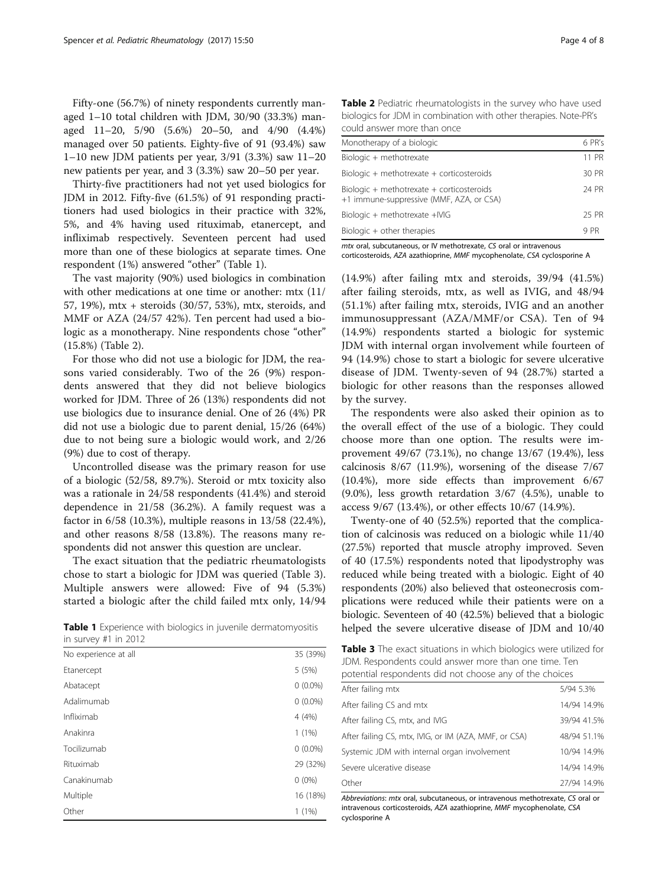Fifty-one (56.7%) of ninety respondents currently managed 1–10 total children with JDM, 30/90 (33.3%) managed 11–20, 5/90 (5.6%) 20–50, and 4/90 (4.4%) managed over 50 patients. Eighty-five of 91 (93.4%) saw 1–10 new JDM patients per year, 3/91 (3.3%) saw 11–20 new patients per year, and 3 (3.3%) saw 20–50 per year.

Thirty-five practitioners had not yet used biologics for JDM in 2012. Fifty-five (61.5%) of 91 responding practitioners had used biologics in their practice with 32%, 5%, and 4% having used rituximab, etanercept, and infliximab respectively. Seventeen percent had used more than one of these biologics at separate times. One respondent (1%) answered "other" (Table 1).

The vast majority (90%) used biologics in combination with other medications at one time or another: mtx (11/57, 19%), mtx + steroids (30/57, 53%), mtx, steroids, and MMF or AZA (24/57 42%). Ten percent had used a biologic as a monotherapy. Nine respondents chose "other" (15.8%) (Table 2).

For those who did not use a biologic for JDM, the reasons varied considerably. Two of the 26 (9%) respondents answered that they did not believe biologics worked for JDM. Three of 26 (13%) respondents did not use biologics due to insurance denial. One of 26 (4%) PR did not use a biologic due to parent denial, 15/26 (64%) due to not being sure a biologic would work, and 2/26 (9%) due to cost of therapy.

Uncontrolled disease was the primary reason for use of a biologic (52/58, 89.7%). Steroid or mtx toxicity also was a rationale in 24/58 respondents (41.4%) and steroid dependence in 21/58 (36.2%). A family request was a factor in 6/58 (10.3%), multiple reasons in 13/58 (22.4%), and other reasons 8/58 (13.8%). The reasons many respondents did not answer this question are unclear.

The exact situation that the pediatric rheumatologists chose to start a biologic for JDM was queried (Table 3). Multiple answers were allowed: Five of 94 (5.3%) started a biologic after the child failed mtx only, 14/94 (14.9%) after failing mtx and steroids, 39/94 (41.5%) after failing steroids, mtx, as well as IVIG, and 48/94 (51.1%) after failing mtx, steroids, IVIG and an another immunosuppressant (AZA/MMF/or CSA). Ten of 94 (14.9%) respondents started a biologic for systemic JDM with internal organ involvement while fourteen of 94 (14.9%) chose to start a biologic for severe ulcerative disease of JDM. Twenty-seven of 94 (28.7%) started a biologic for other reasons than the responses allowed by the survey.

The respondents were also asked their opinion as to the overall effect of the use of a biologic. They could choose more than one option. The results were improvement 49/67 (73.1%), no change 13/67 (19.4%), less calcinosis 8/67 (11.9%), worsening of the disease 7/67 (10.4%), more side effects than improvement 6/67 (9.0%), less growth retardation 3/67 (4.5%), unable to access 9/67 (13.4%), or other effects 10/67 (14.9%).

Twenty-one of 40 (52.5%) reported that the complication of calcinosis was reduced on a biologic while 11/40 (27.5%) reported that muscle atrophy improved. Seven of 40 (17.5%) respondents noted that lipodystrophy was reduced while being treated with a biologic. Eight of 40 respondents (20%) also believed that osteonecrosis complications were reduced while their patients were on a biologic. Seventeen of 40 (42.5%) believed that a biologic helped the severe ulcerative disease of JDM and 10/40

**Table 1** Experience with biologics in juvenile dermatomyositis in survey #1 in 2012

| | |
|---|---|
| No experience at all | 35 (39%) |
| Etanercept | 5 (5%) |
| Abatacept | 0 (0.0%) |
| Adalimumab | 0 (0.0%) |
| Infliximab | 4 (4%) |
| Anakinra | 1 (1%) |
| Tocilizumab | 0 (0.0%) |
| Rituximab | 29 (32%) |
| Canakinumab | 0 (0%) |
| Multiple | 16 (18%) |
| Other | 1 (1%) |

**Table 2** Pediatric rheumatologists in the survey who have used biologics for JDM in combination with other therapies. Note-PR's could answer more than once

| | |
|---|---|
| Monotherapy of a biologic | 6 PR's |
| Biologic + methotrexate | 11 PR |
| Biologic + methotrexate + corticosteroids | 30 PR |
| Biologic + methotrexate + corticosteroids +1 immune-suppressive (MMF, AZA, or CSA) | 24 PR |
| Biologic + methotrexate +IVIG | 25 PR |
| Biologic + other therapies | 9 PR |

*mtx* oral, subcutaneous, or IV methotrexate, *CS* oral or intravenous corticosteroids, *AZA* azathioprine, *MMF* mycophenolate, *CSA* cyclosporine A

**Table 3** The exact situations in which biologics were utilized for JDM. Respondents could answer more than one time. Ten potential respondents did not choose any of the choices

| | |
|---|---|
| After failing mtx | 5/94 5.3% |
| After failing CS and mtx | 14/94 14.9% |
| After failing CS, mtx, and IVIG | 39/94 41.5% |
| After failing CS, mtx, IVIG, or IM (AZA, MMF, or CSA) | 48/94 51.1% |
| Systemic JDM with internal organ involvement | 10/94 14.9% |
| Severe ulcerative disease | 14/94 14.9% |
| Other | 27/94 14.9% |

*Abbreviations*: *mtx* oral, subcutaneous, or intravenous methotrexate, *CS* oral or intravenous corticosteroids, *AZA* azathioprine, *MMF* mycophenolate, *CSA* cyclosporine A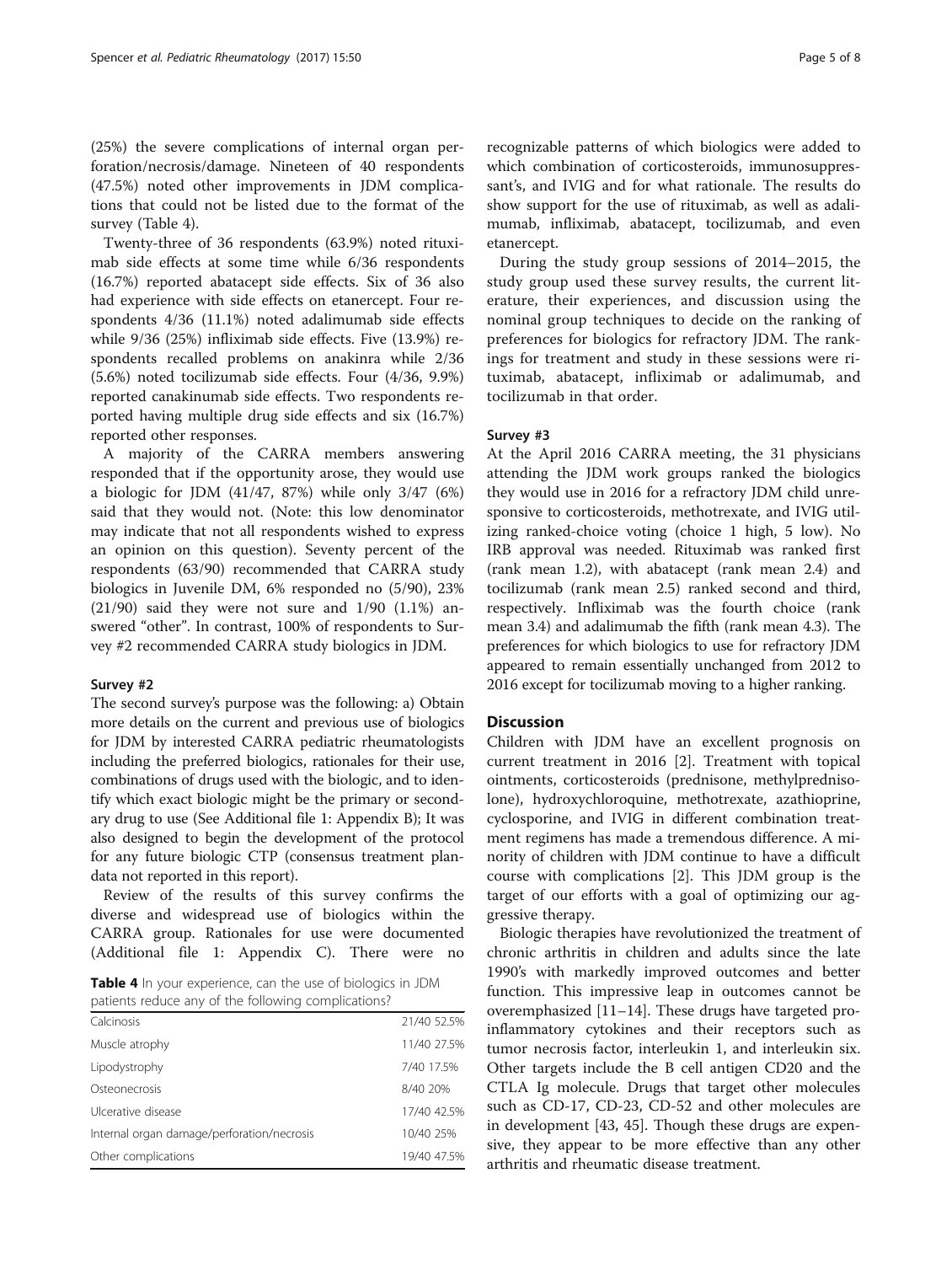(25%) the severe complications of internal organ perforation/necrosis/damage. Nineteen of 40 respondents (47.5%) noted other improvements in JDM complications that could not be listed due to the format of the survey (Table 4).

Twenty-three of 36 respondents (63.9%) noted rituximab side effects at some time while 6/36 respondents (16.7%) reported abatacept side effects. Six of 36 also had experience with side effects on etanercept. Four respondents 4/36 (11.1%) noted adalimumab side effects while 9/36 (25%) infliximab side effects. Five (13.9%) respondents recalled problems on anakinra while 2/36 (5.6%) noted tocilizumab side effects. Four (4/36, 9.9%) reported canakinumab side effects. Two respondents reported having multiple drug side effects and six (16.7%) reported other responses.

A majority of the CARRA members answering responded that if the opportunity arose, they would use a biologic for JDM (41/47, 87%) while only 3/47 (6%) said that they would not. (Note: this low denominator may indicate that not all respondents wished to express an opinion on this question). Seventy percent of the respondents (63/90) recommended that CARRA study biologics in Juvenile DM, 6% responded no (5/90), 23% (21/90) said they were not sure and 1/90 (1.1%) answered "other". In contrast, 100% of respondents to Survey #2 recommended CARRA study biologics in JDM.

### Survey #2

The second survey's purpose was the following: a) Obtain more details on the current and previous use of biologics for JDM by interested CARRA pediatric rheumatologists including the preferred biologics, rationales for their use, combinations of drugs used with the biologic, and to identify which exact biologic might be the primary or secondary drug to use (See Additional file 1: Appendix B); It was also designed to begin the development of the protocol for any future biologic CTP (consensus treatment plan-data not reported in this report).

Review of the results of this survey confirms the diverse and widespread use of biologics within the CARRA group. Rationales for use were documented (Additional file 1: Appendix C). There were no recognizable patterns of which biologics were added to which combination of corticosteroids, immunosuppressant's, and IVIG and for what rationale. The results do show support for the use of rituximab, as well as adalimumab, infliximab, abatacept, tocilizumab, and even etanercept.

**Table 4** In your experience, can the use of biologics in JDM patients reduce any of the following complications?

| Complication | |
|---|---|
| Calcinosis | 21/40 52.5% |
| Muscle atrophy | 11/40 27.5% |
| Lipodystrophy | 7/40 17.5% |
| Osteonecrosis | 8/40 20% |
| Ulcerative disease | 17/40 42.5% |
| Internal organ damage/perforation/necrosis | 10/40 25% |
| Other complications | 19/40 47.5% |

During the study group sessions of 2014–2015, the study group used these survey results, the current literature, their experiences, and discussion using the nominal group techniques to decide on the ranking of preferences for biologics for refractory JDM. The rankings for treatment and study in these sessions were rituximab, abatacept, infliximab or adalimumab, and tocilizumab in that order.

### Survey #3

At the April 2016 CARRA meeting, the 31 physicians attending the JDM work groups ranked the biologics they would use in 2016 for a refractory JDM child unresponsive to corticosteroids, methotrexate, and IVIG utilizing ranked-choice voting (choice 1 high, 5 low). No IRB approval was needed. Rituximab was ranked first (rank mean 1.2), with abatacept (rank mean 2.4) and tocilizumab (rank mean 2.5) ranked second and third, respectively. Infliximab was the fourth choice (rank mean 3.4) and adalimumab the fifth (rank mean 4.3). The preferences for which biologics to use for refractory JDM appeared to remain essentially unchanged from 2012 to 2016 except for tocilizumab moving to a higher ranking.

## Discussion

Children with JDM have an excellent prognosis on current treatment in 2016 [2]. Treatment with topical ointments, corticosteroids (prednisone, methylprednisolone), hydroxychloroquine, methotrexate, azathioprine, cyclosporine, and IVIG in different combination treatment regimens has made a tremendous difference. A minority of children with JDM continue to have a difficult course with complications [2]. This JDM group is the target of our efforts with a goal of optimizing our aggressive therapy.

Biologic therapies have revolutionized the treatment of chronic arthritis in children and adults since the late 1990's with markedly improved outcomes and better function. This impressive leap in outcomes cannot be overemphasized [11–14]. These drugs have targeted proinflammatory cytokines and their receptors such as tumor necrosis factor, interleukin 1, and interleukin six. Other targets include the B cell antigen CD20 and the CTLA Ig molecule. Drugs that target other molecules such as CD-17, CD-23, CD-52 and other molecules are in development [43, 45]. Though these drugs are expensive, they appear to be more effective than any other arthritis and rheumatic disease treatment.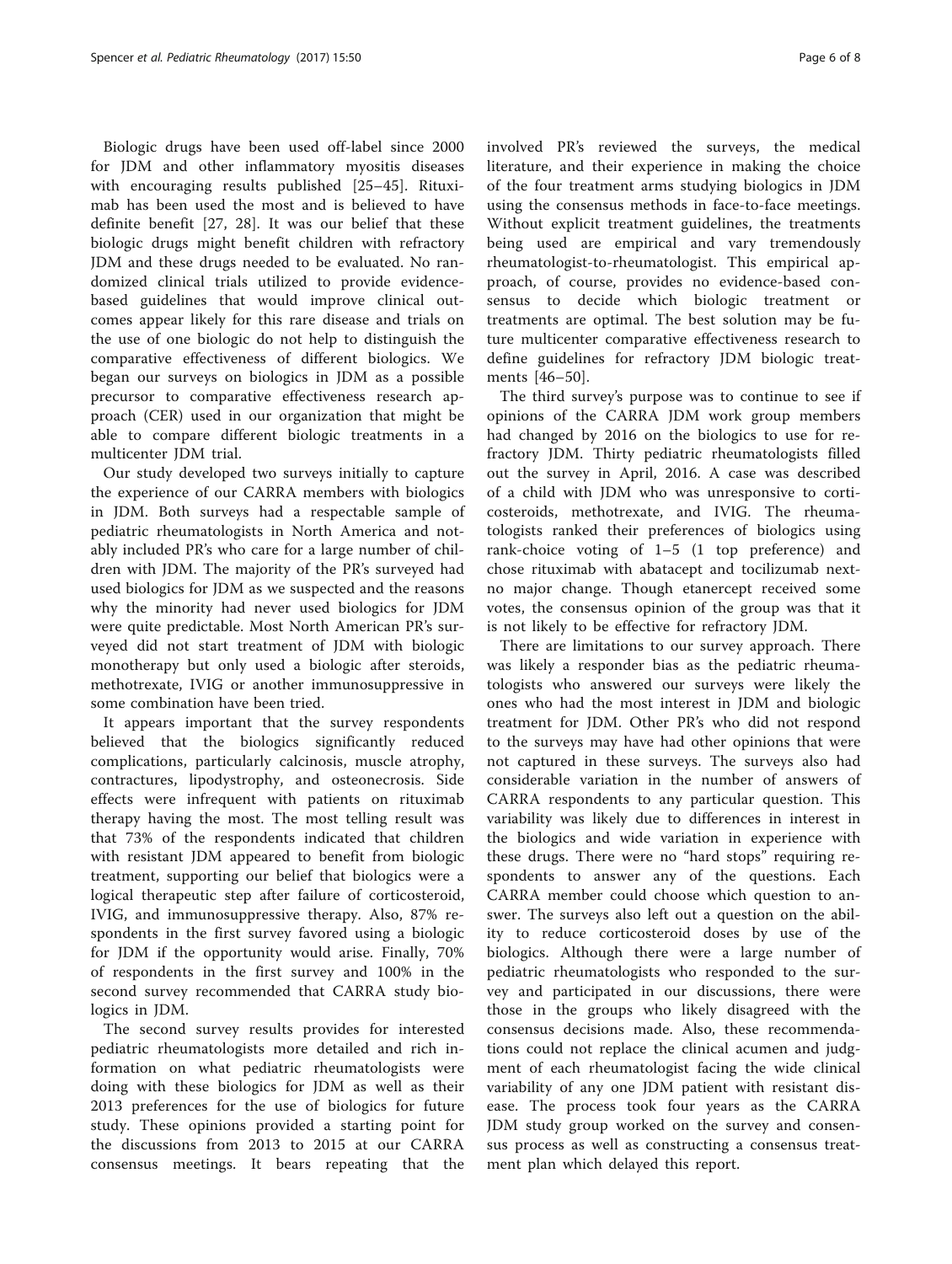Biologic drugs have been used off-label since 2000 for JDM and other inflammatory myositis diseases with encouraging results published [25–45]. Rituximab has been used the most and is believed to have definite benefit [27, 28]. It was our belief that these biologic drugs might benefit children with refractory JDM and these drugs needed to be evaluated. No randomized clinical trials utilized to provide evidence-based guidelines that would improve clinical outcomes appear likely for this rare disease and trials on the use of one biologic do not help to distinguish the comparative effectiveness of different biologics. We began our surveys on biologics in JDM as a possible precursor to comparative effectiveness research approach (CER) used in our organization that might be able to compare different biologic treatments in a multicenter JDM trial.

Our study developed two surveys initially to capture the experience of our CARRA members with biologics in JDM. Both surveys had a respectable sample of pediatric rheumatologists in North America and notably included PR's who care for a large number of children with JDM. The majority of the PR's surveyed had used biologics for JDM as we suspected and the reasons why the minority had never used biologics for JDM were quite predictable. Most North American PR's surveyed did not start treatment of JDM with biologic monotherapy but only used a biologic after steroids, methotrexate, IVIG or another immunosuppressive in some combination have been tried.

It appears important that the survey respondents believed that the biologics significantly reduced complications, particularly calcinosis, muscle atrophy, contractures, lipodystrophy, and osteonecrosis. Side effects were infrequent with patients on rituximab therapy having the most. The most telling result was that 73% of the respondents indicated that children with resistant JDM appeared to benefit from biologic treatment, supporting our belief that biologics were a logical therapeutic step after failure of corticosteroid, IVIG, and immunosuppressive therapy. Also, 87% respondents in the first survey favored using a biologic for JDM if the opportunity would arise. Finally, 70% of respondents in the first survey and 100% in the second survey recommended that CARRA study biologics in JDM.

The second survey results provides for interested pediatric rheumatologists more detailed and rich information on what pediatric rheumatologists were doing with these biologics for JDM as well as their 2013 preferences for the use of biologics for future study. These opinions provided a starting point for the discussions from 2013 to 2015 at our CARRA consensus meetings. It bears repeating that the involved PR's reviewed the surveys, the medical literature, and their experience in making the choice of the four treatment arms studying biologics in JDM using the consensus methods in face-to-face meetings. Without explicit treatment guidelines, the treatments being used are empirical and vary tremendously rheumatologist-to-rheumatologist. This empirical approach, of course, provides no evidence-based consensus to decide which biologic treatment or treatments are optimal. The best solution may be future multicenter comparative effectiveness research to define guidelines for refractory JDM biologic treatments [46–50].

The third survey's purpose was to continue to see if opinions of the CARRA JDM work group members had changed by 2016 on the biologics to use for refractory JDM. Thirty pediatric rheumatologists filled out the survey in April, 2016. A case was described of a child with JDM who was unresponsive to corticosteroids, methotrexate, and IVIG. The rheumatologists ranked their preferences of biologics using rank-choice voting of 1–5 (1 top preference) and chose rituximab with abatacept and tocilizumab next-no major change. Though etanercept received some votes, the consensus opinion of the group was that it is not likely to be effective for refractory JDM.

There are limitations to our survey approach. There was likely a responder bias as the pediatric rheumatologists who answered our surveys were likely the ones who had the most interest in JDM and biologic treatment for JDM. Other PR's who did not respond to the surveys may have had other opinions that were not captured in these surveys. The surveys also had considerable variation in the number of answers of CARRA respondents to any particular question. This variability was likely due to differences in interest in the biologics and wide variation in experience with these drugs. There were no "hard stops" requiring respondents to answer any of the questions. Each CARRA member could choose which question to answer. The surveys also left out a question on the ability to reduce corticosteroid doses by use of the biologics. Although there were a large number of pediatric rheumatologists who responded to the survey and participated in our discussions, there were those in the groups who likely disagreed with the consensus decisions made. Also, these recommendations could not replace the clinical acumen and judgment of each rheumatologist facing the wide clinical variability of any one JDM patient with resistant disease. The process took four years as the CARRA JDM study group worked on the survey and consensus process as well as constructing a consensus treatment plan which delayed this report.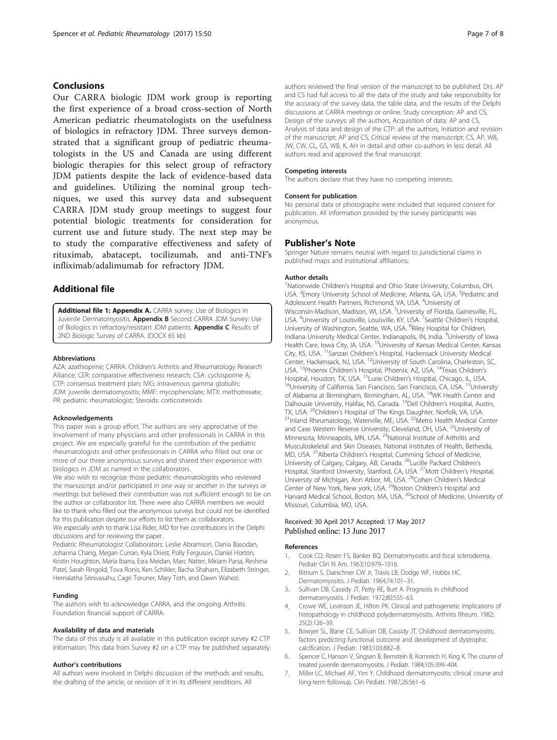## Conclusions

Our CARRA biologic JDM work group is reporting the first experience of a broad cross-section of North American pediatric rheumatologists on the usefulness of biologics in refractory JDM. Three surveys demonstrated that a significant group of pediatric rheumatologists in the US and Canada are using different biologic therapies for this select group of refractory JDM patients despite the lack of evidence-based data and guidelines. Utilizing the nominal group techniques, we used this survey data and subsequent CARRA JDM study group meetings to suggest four potential biologic treatments for consideration for current use and future study. The next step may be to study the comparative effectiveness and safety of rituximab, abatacept, tocilizumab, and anti-TNF's infliximab/adalimumab for refractory JDM.

## Additional file

**Additional file 1: Appendix A.** CARRA survey: Use of Biologics in Juvenile Dermatomyositis. **Appendix B** Second CARRA JDM Survey: Use of Biologics in refractory/resistant JDM patients. **Appendix C** Results of 2ND Biologic Survey of CARRA. (DOCX 65 kb)

### Abbreviations

AZA: azathioprine; CARRA: Children's Arthritis and Rheumatology Research Alliance; CER: comparative effectiveness research; CSA: cyclosporine A; CTP: consensus treatment plan; IVIG: intravenous gamma globulin; JDM: juvenile dermatomyositis; MMF: mycophenolate; MTX: methotrexate; PR: pediatric rheumatologist; Steroids: corticosteroids

### Acknowledgements

This paper was a group effort. The authors are very appreciative of the involvement of many physicians and other professionals in CARRA in this project. We are especially grateful for the contribution of the pediatric rheumatologists and other professionals in CARRA who filled out one or more of our three anonymous surveys and shared their experience with biologics in JDM as named in the collaborators.

We also wish to recognize those pediatric rheumatologists who reviewed the manuscript and/or participated in one way or another in the surveys or meetings but believed their contribution was not sufficient enough to be on the author or collaborator list. There were also CARRA members we would like to thank who filled out the anonymous surveys but could not be identified for this publication despite our efforts to list them as collaborators.

We especially wish to thank Lisa Rider, MD for her contributions in the Delphi discussions and for reviewing the paper.

Pediatric Rheumatologist Collaborators: Leslie Abramson, Dania Basodan, Johanna Chang, Megan Curran, Kyla Driest, Polly Ferguson, Daniel Horton, Kristin Houghton, Maria Ibarra, Esra Meidan, Marc Natter, Miriam Parsa, Reshma Patel, Sarah Ringold, Tova Ronis, Ken Schikler, Bacha Shaham, Elizabeth Stringer, Hemalatha Srinivasahu, Cagri Toruner, Mary Toth, and Dawn Wahezi.

### Funding

The authors wish to acknowledge CARRA, and the ongoing Arthritis Foundation financial support of CARRA.

### Availability of data and materials

The data of this study is all available in this publication except survey #2 CTP information. This data from Survey #2 on a CTP may be published separately.

### Author's contributions

All authors were involved in Delphi discussion of the methods and results, the drafting of the article, or revision of it in its different renditions. All authors reviewed the final version of the manuscript to be published. Drs. AP and CS had full access to all the data of the study and take responsibility for the accuracy of the survey data, the table data, and the results of the Delphi discussions at CARRA meetings or online. Study conception: AP and CS, Design of the surveys: all the authors, Acquisition of data: AP and CS, Analysis of data and design of the CTP: all the authors, Initiation and revision of the manuscript: AP and CS, Critical review of the manuscript: CS, AP, WB, JW, CW, CL, GS, WB, K, AH in detail and other co-authors in less detail. All authors read and approved the final manuscript.

### Competing interests

The authors declare that they have no competing interests.

### Consent for publication

No personal data or photographs were included that required consent for publication. All information provided by the survey participants was anonymous.

## Publisher's Note

Springer Nature remains neutral with regard to jurisdictional claims in published maps and institutional affiliations.

### Author details

[1]Nationwide Children's Hospital and Ohio State University, Columbus, OH, USA. [2]Emory University School of Medicine, Atlanta, GA, USA. [3]Pediatric and Adolescent Health Partners, Richmond, VA, USA. [4]University of Wisconsin-Madison, Madison, WI, USA. [5]University of Florida, Gainesville, FL, USA. [6]University of Louisville, Louisville, KY, USA. [7]Seattle Children's Hospital, University of Washington, Seattle, WA, USA. [8]Riley Hospital for Children, Indiana University Medical Center, Indianapolis, IN, India. [9]University of Iowa Health Care, Iowa City, IA, USA. [10]University of Kansas Medical Center, Kansas City, KS, USA. [11]Sanzari Children's Hospital, Hackensack University Medical Center, Hackensack, NJ, USA. [12]University of South Carolina, Charleston, SC, USA. [13]Phoenix Children's Hospital, Phoenix, AZ, USA. [14]Texas Children's Hospital, Houston, TX, USA. [15]Lurie Children's Hospital, Chicago, IL, USA. [16]University of California, San Francisco, San Francisco, CA, USA. [17]University of Alabama at Birmingham, Birmingham, AL, USA. [18]WK Health Center and Dalhousie University, Halifax, NS, Canada. [19]Dell Children's Hospital, Austin, TX, USA. [20]Children's Hospital of The Kings Daughter, Norfolk, VA, USA. [21]Inland Rheumatology, Waterville, ME, USA. [22]Metro Health Medical Center and Case Western Reserve University, Cleveland, OH, USA. [23]University of Minnesota, Minneapolis, MN, USA. [24]National Institute of Arthritis and Musculoskeletal and Skin Diseases, National Institutes of Health, Bethesda, MD, USA. [25]Alberta Children's Hospital, Cumming School of Medicine, University of Calgary, Calgary, AB, Canada. [26]Lucille Packard Children's Hospital, Stanford University, Stanford, CA, USA. [27]Mott Children's Hospital, University of Michigan, Ann Arbor, MI, USA. [28]Cohen Children's Medical Center of New York, New york, USA. [29]Boston Children's Hospital and Harvard Medical School, Boston, MA, USA. [30]School of Medicine, University of Missouri, Columbia, MO, USA.

Received: 30 April 2017 Accepted: 17 May 2017
Published online: 13 June 2017

### References

1. Cook CD, Rosen FS, Banker BQ. Dermatomyositis and focal scleroderma. Pediatr Clin N Am. 1963;10:979–1016.
2. Bitnum S, Daeschner CW Jr, Travis LB, Dodge WF, Hobbs HC. Dermatomyositis. J Pediatr. 1964;74:101–31.
3. Sullivan DB, Cassidy JT, Petty RE, Burt A. Prognosis in childhood dermatomyositis. J Pediatr. 1972;80:555–63.
4. Crowe WE, Levinson JE, Hilton PK. Clinical and pathogenetic implications of histopathology in childhood polydermatomyositis. Arthritis Rheum. 1982; 25(2):126–39.
5. Bowyer SL, Blane CE, Sullivan DB, Cassidy JT. Childhood dermatomyositis: factors predicting functional outcome and development of dystrophic calcification. J Pediatr. 1983;103:882–8.
6. Spencer C, Hanson V, Singsen B, Bernstein B, Kornreich H, King K. The course of treated juvenile dermatomyositis. J Pediatr. 1984;105:399–404.
7. Miller LC, Michael AF, Yim Y. Childhood dermatomyositis: clinical course and long-term followup. Clin Pediatr. 1987;26:561–6.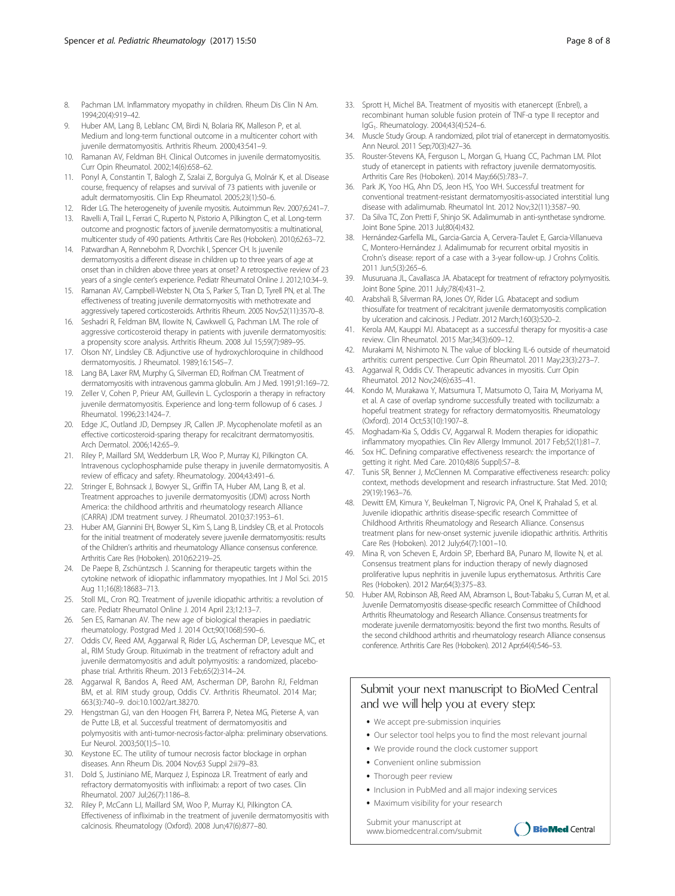8. Pachman LM. Inflammatory myopathy in children. Rheum Dis Clin N Am. 1994;20(4):919–42.
9. Huber AM, Lang B, Leblanc CM, Birdi N, Bolaria RK, Malleson P, et al. Medium and long-term functional outcome in a multicenter cohort with juvenile dermatomyositis. Arthritis Rheum. 2000;43:541–9.
10. Ramanan AV, Feldman BH. Clinical Outcomes in juvenile dermatomyositis. Curr Opin Rheumatol. 2002;14(6):658–62.
11. Ponyl A, Constantin T, Balogh Z, Szalai Z, Borgulya G, Molnár K, et al. Disease course, frequency of relapses and survival of 73 patients with juvenile or adult dermatomyositis. Clin Exp Rheumatol. 2005;23(1):50–6.
12. Rider LG. The heterogeneity of juvenile myositis. Autoimmun Rev. 2007;6:241–7.
13. Ravelli A, Trail L, Ferrari C, Ruperto N, Pistorio A, Pilkington C, et al. Long-term outcome and prognostic factors of juvenile dermatomyositis: a multinational, multicenter study of 490 patients. Arthritis Care Res (Hoboken). 2010;62:63–72.
14. Patwardhan A, Rennebohm R, Dvorchik I, Spencer CH. Is juvenile dermatomyositis a different disease in children up to three years of age at onset than in children above three years at onset? A retrospective review of 23 years of a single center's experience. Pediatr Rheumatol Online J. 2012;10:34–9.
15. Ramanan AV, Campbell-Webster N, Ota S, Parker S, Tran D, Tyrell PN, et al. The effectiveness of treating juvenile dermatomyositis with methotrexate and aggressively tapered corticosteroids. Arthritis Rheum. 2005 Nov;52(11):3570–8.
16. Seshadri R, Feldman BM, Ilowite N, Cawkwell G, Pachman LM. The role of aggressive corticosteroid therapy in patients with juvenile dermatomyositis: a propensity score analysis. Arthritis Rheum. 2008 Jul 15;59(7):989–95.
17. Olson NY, Lindsley CB. Adjunctive use of hydroxychloroquine in childhood dermatomyositis. J Rheumatol. 1989;16:1545–7.
18. Lang BA, Laxer RM, Murphy G, Silverman ED, Roifman CM. Treatment of dermatomyositis with intravenous gamma globulin. Am J Med. 1991;91:169–72.
19. Zeller V, Cohen P, Prieur AM, Guillevin L. Cyclosporin a therapy in refractory juvenile dermatomyositis. Experience and long-term followup of 6 cases. J Rheumatol. 1996;23:1424–7.
20. Edge JC, Outland JD, Dempsey JR, Callen JP. Mycophenolate mofetil as an effective corticosteroid-sparing therapy for recalcitrant dermatomyositis. Arch Dermatol. 2006;142:65–9.
21. Riley P, Maillard SM, Wedderburn LR, Woo P, Murray KJ, Pilkington CA. Intravenous cyclophosphamide pulse therapy in juvenile dermatomyositis. A review of efficacy and safety. Rheumatology. 2004;43:491–6.
22. Stringer E, Bohnsack J, Bowyer SL, Griffin TA, Huber AM, Lang B, et al. Treatment approaches to juvenile dermatomyositis (JDM) across North America: the childhood arthritis and rheumatology research Alliance (CARRA) JDM treatment survey. J Rheumatol. 2010;37:1953–61.
23. Huber AM, Giannini EH, Bowyer SL, Kim S, Lang B, Lindsley CB, et al. Protocols for the initial treatment of moderately severe juvenile dermatomyositis: results of the Children's arthritis and rheumatology Alliance consensus conference. Arthritis Care Res (Hoboken). 2010;62:219–25.
24. De Paepe B, Zschüntzsch J. Scanning for therapeutic targets within the cytokine network of idiopathic inflammatory myopathies. Int J Mol Sci. 2015 Aug 11;16(8):18683–713.
25. Stoll ML, Cron RQ. Treatment of juvenile idiopathic arthritis: a revolution of care. Pediatr Rheumatol Online J. 2014 April 23;12:13–7.
26. Sen ES, Ramanan AV. The new age of biological therapies in paediatric rheumatology. Postgrad Med J. 2014 Oct;90(1068):590–6.
27. Oddis CV, Reed AM, Aggarwal R, Rider LG, Ascherman DP, Levesque MC, et al., RIM Study Group. Rituximab in the treatment of refractory adult and juvenile dermatomyositis and adult polymyositis: a randomized, placebo-phase trial. Arthritis Rheum. 2013 Feb;65(2):314–24.
28. Aggarwal R, Bandos A, Reed AM, Ascherman DP, Barohn RJ, Feldman BM, et al. RIM study group, Oddis CV. Arthritis Rheumatol. 2014 Mar; 663(3):740–9. doi:10.1002/art.38270.
29. Hengstman GJ, van den Hoogen FH, Barrera P, Netea MG, Pieterse A, van de Putte LB, et al. Successful treatment of dermatomyositis and polymyositis with anti-tumor-necrosis-factor-alpha: preliminary observations. Eur Neurol. 2003;50(1):5–10.
30. Keystone EC. The utility of tumour necrosis factor blockage in orphan diseases. Ann Rheum Dis. 2004 Nov;63 Suppl 2:ii79–83.
31. Dold S, Justiniano ME, Marquez J, Espinoza LR. Treatment of early and refractory dermatomyositis with infliximab: a report of two cases. Clin Rheumatol. 2007 Jul;26(7):1186–8.
32. Riley P, McCann LJ, Maillard SM, Woo P, Murray KJ, Pilkington CA. Effectiveness of infliximab in the treatment of juvenile dermatomyositis with calcinosis. Rheumatology (Oxford). 2008 Jun;47(6):877–80.
33. Sprott H, Michel BA. Treatment of myositis with etanercept (Enbrel), a recombinant human soluble fusion protein of TNF-α type II receptor and $IgG_1$. Rheumatology. 2004;43(4):524–6.
34. Muscle Study Group. A randomized, pilot trial of etanercept in dermatomyositis. Ann Neurol. 2011 Sep;70(3):427–36.
35. Rouster-Stevens KA, Ferguson L, Morgan G, Huang CC, Pachman LM. Pilot study of etanercept in patients with refractory juvenile dermatomyositis. Arthritis Care Res (Hoboken). 2014 May;66(5):783–7.
36. Park JK, Yoo HG, Ahn DS, Jeon HS, Yoo WH. Successful treatment for conventional treatment-resistant dermatomyositis-associated interstitial lung disease with adalimumab. Rheumatol Int. 2012 Nov;32(11):3587–90.
37. Da Silva TC, Zon Pretti F, Shinjo SK. Adalimumab in anti-synthetase syndrome. Joint Bone Spine. 2013 Jul;80(4):432.
38. Hernández-Garfella ML, Garcia-Garcia A, Cervera-Taulet E, Garcia-Villanueva C, Montero-Hernández J. Adalimumab for recurrent orbital myositis in Crohn's disease: report of a case with a 3-year follow-up. J Crohns Colitis. 2011 Jun;5(3):265–6.
39. Musuruana JL, Cavallasca JA. Abatacept for treatment of refractory polymyositis. Joint Bone Spine. 2011 July;78(4):431–2.
40. Arabshali B, Silverman RA, Jones OY, Rider LG. Abatacept and sodium thiosulfate for treatment of recalcitrant juvenile dermatomyositis complication by ulceration and calcinosis. J Pediatr. 2012 March;160(3):520–2.
41. Kerola AM, Kauppi MJ. Abatacept as a successful therapy for myositis-a case review. Clin Rheumatol. 2015 Mar;34(3):609–12.
42. Murakami M, Nishimoto N. The value of blocking IL-6 outside of rheumatoid arthritis: current perspective. Curr Opin Rheumatol. 2011 May;23(3):273–7.
43. Aggarwal R, Oddis CV. Therapeutic advances in myositis. Curr Opin Rheumatol. 2012 Nov;24(6):635–41.
44. Kondo M, Murakawa Y, Matsumura T, Matsumoto O, Taira M, Moriyama M, et al. A case of overlap syndrome successfully treated with tocilizumab: a hopeful treatment strategy for refractory dermatomyositis. Rheumatology (Oxford). 2014 Oct;53(10):1907–8.
45. Moghadam-Kia S, Oddis CV, Aggarwal R. Modern therapies for idiopathic inflammatory myopathies. Clin Rev Allergy Immunol. 2017 Feb;52(1):81–7.
46. Sox HC. Defining comparative effectiveness research: the importance of getting it right. Med Care. 2010;48(6 Suppl):S7–8.
47. Tunis SR, Benner J, McClennen M. Comparative effectiveness research: policy context, methods development and research infrastructure. Stat Med. 2010; 29(19):1963–76.
48. Dewitt EM, Kimura Y, Beukelman T, Nigrovic PA, Onel K, Prahalad S, et al. Juvenile idiopathic arthritis disease-specific research Committee of Childhood Arthritis Rheumatology and Research Alliance. Consensus treatment plans for new-onset systemic juvenile idiopathic arthritis. Arthritis Care Res (Hoboken). 2012 July;64(7):1001–10.
49. Mina R, von Scheven E, Ardoin SP, Eberhard BA, Punaro M, Ilowite N, et al. Consensus treatment plans for induction therapy of newly diagnosed proliferative lupus nephritis in juvenile lupus erythematosus. Arthritis Care Res (Hoboken). 2012 Mar;64(3):375–83.
50. Huber AM, Robinson AB, Reed AM, Abramson L, Bout-Tabaku S, Curran M, et al. Juvenile Dermatomyositis disease-specific research Committee of Childhood Arthritis Rheumatology and Research Alliance. Consensus treatments for moderate juvenile dermatomyositis: beyond the first two months. Results of the second childhood arthritis and rheumatology research Alliance consensus conference. Arthritis Care Res (Hoboken). 2012 Apr;64(4):546–53.

## Submit your next manuscript to BioMed Central and we will help you at every step:

- We accept pre-submission inquiries
- Our selector tool helps you to find the most relevant journal
- We provide round the clock customer support
- Convenient online submission
- Thorough peer review
- Inclusion in PubMed and all major indexing services
- Maximum visibility for your research

Submit your manuscript at www.biomedcentral.com/submit

BioMed Central